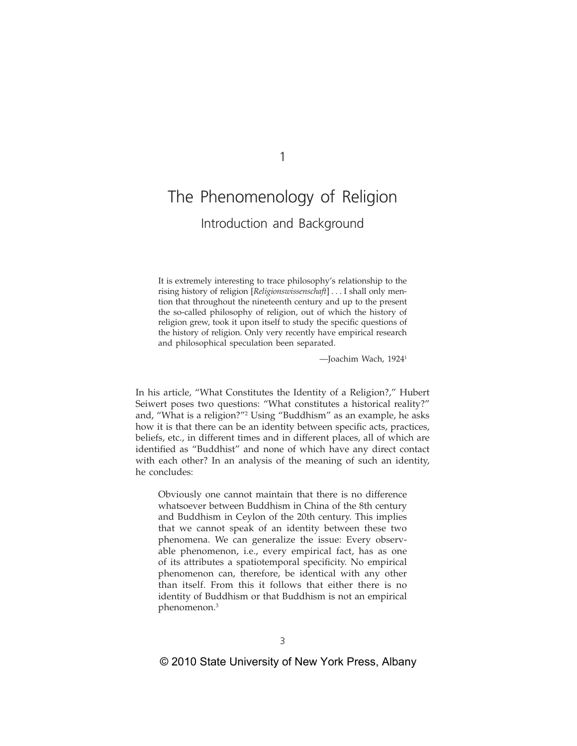# 1

# The Phenomenology of Religion

## Introduction and Background

> It is extremely interesting to trace philosophy's relationship to the rising history of religion [*Religionswissenschaft*] . . . I shall only mention that throughout the nineteenth century and up to the present the so-called philosophy of religion, out of which the history of religion grew, took it upon itself to study the specific questions of the history of religion. Only very recently have empirical research and philosophical speculation been separated.
>
> —Joachim Wach, 1924[1]

In his article, "What Constitutes the Identity of a Religion?," Hubert Seiwert poses two questions: "What constitutes a historical reality?" and, "What is a religion?"[2] Using "Buddhism" as an example, he asks how it is that there can be an identity between specific acts, practices, beliefs, etc., in different times and in different places, all of which are identified as "Buddhist" and none of which have any direct contact with each other? In an analysis of the meaning of such an identity, he concludes:

> Obviously one cannot maintain that there is no difference whatsoever between Buddhism in China of the 8th century and Buddhism in Ceylon of the 20th century. This implies that we cannot speak of an identity between these two phenomena. We can generalize the issue: Every observable phenomenon, i.e., every empirical fact, has as one of its attributes a spatiotemporal specificity. No empirical phenomenon can, therefore, be identical with any other than itself. From this it follows that either there is no identity of Buddhism or that Buddhism is not an empirical phenomenon.[3]

© 2010 State University of New York Press, Albany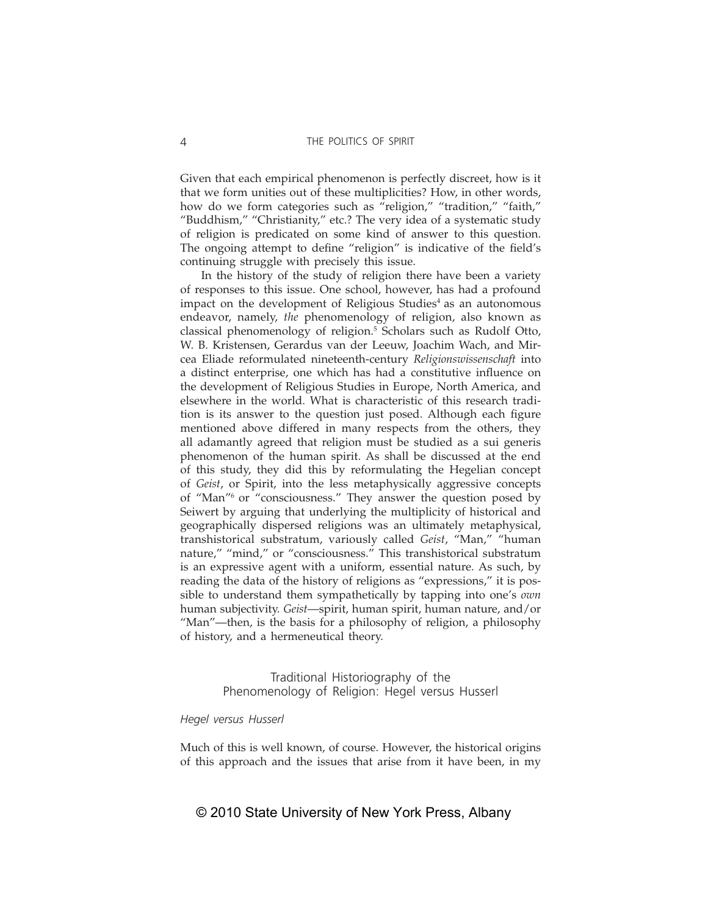Given that each empirical phenomenon is perfectly discreet, how is it that we form unities out of these multiplicities? How, in other words, how do we form categories such as "religion," "tradition," "faith," "Buddhism," "Christianity," etc.? The very idea of a systematic study of religion is predicated on some kind of answer to this question. The ongoing attempt to define "religion" is indicative of the field's continuing struggle with precisely this issue.

In the history of the study of religion there have been a variety of responses to this issue. One school, however, has had a profound impact on the development of Religious Studies[4] as an autonomous endeavor, namely, *the* phenomenology of religion, also known as classical phenomenology of religion.[5] Scholars such as Rudolf Otto, W. B. Kristensen, Gerardus van der Leeuw, Joachim Wach, and Mircea Eliade reformulated nineteenth-century *Religionswissenschaft* into a distinct enterprise, one which has had a constitutive influence on the development of Religious Studies in Europe, North America, and elsewhere in the world. What is characteristic of this research tradition is its answer to the question just posed. Although each figure mentioned above differed in many respects from the others, they all adamantly agreed that religion must be studied as a sui generis phenomenon of the human spirit. As shall be discussed at the end of this study, they did this by reformulating the Hegelian concept of *Geist*, or Spirit, into the less metaphysically aggressive concepts of "Man"[6] or "consciousness." They answer the question posed by Seiwert by arguing that underlying the multiplicity of historical and geographically dispersed religions was an ultimately metaphysical, transhistorical substratum, variously called *Geist*, "Man," "human nature," "mind," or "consciousness." This transhistorical substratum is an expressive agent with a uniform, essential nature. As such, by reading the data of the history of religions as "expressions," it is possible to understand them sympathetically by tapping into one's *own* human subjectivity. *Geist*—spirit, human spirit, human nature, and/or "Man"—then, is the basis for a philosophy of religion, a philosophy of history, and a hermeneutical theory.

## Traditional Historiography of the Phenomenology of Religion: Hegel versus Husserl

### *Hegel versus Husserl*

Much of this is well known, of course. However, the historical origins of this approach and the issues that arise from it have been, in my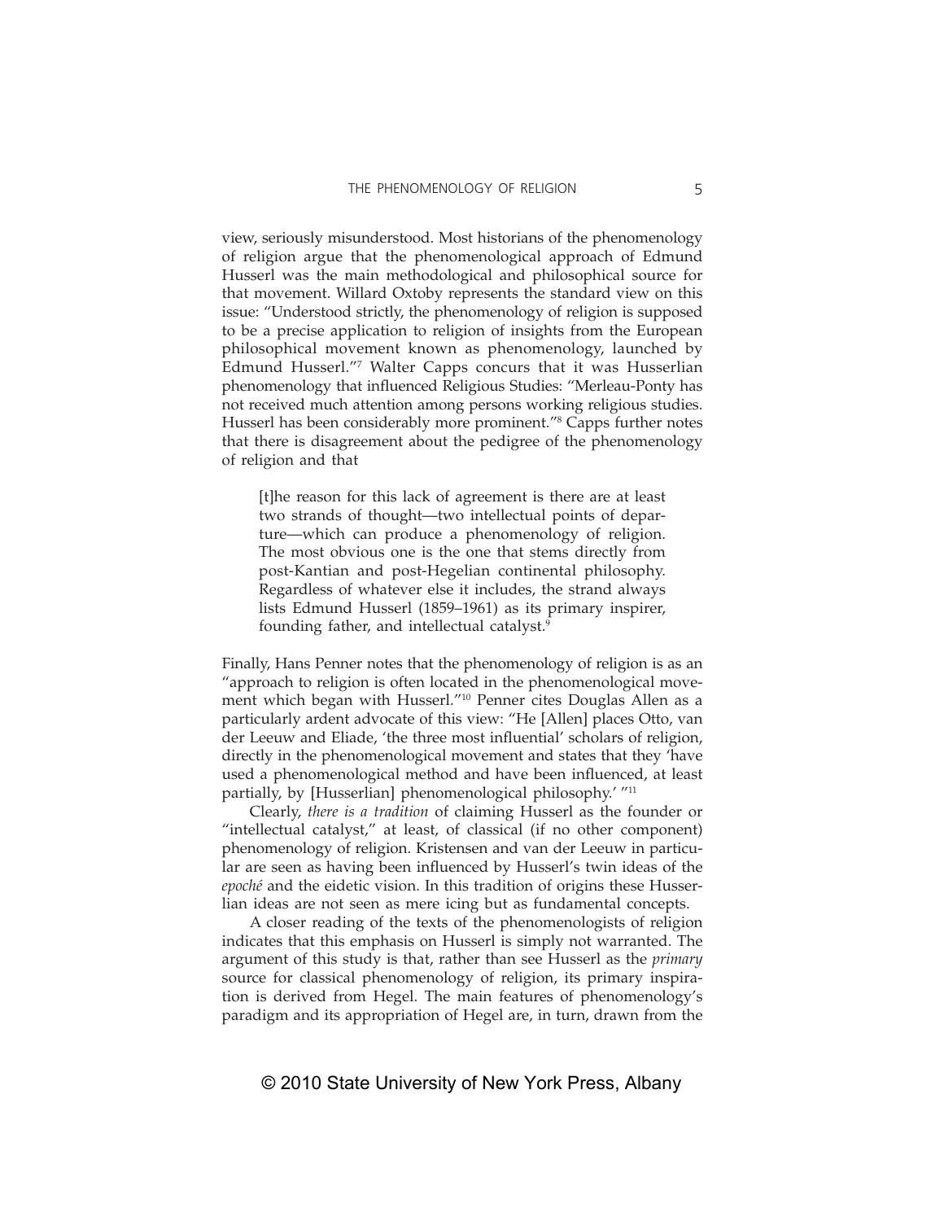view, seriously misunderstood. Most historians of the phenomenology of religion argue that the phenomenological approach of Edmund Husserl was the main methodological and philosophical source for that movement. Willard Oxtoby represents the standard view on this issue: "Understood strictly, the phenomenology of religion is supposed to be a precise application to religion of insights from the European philosophical movement known as phenomenology, launched by Edmund Husserl."[7] Walter Capps concurs that it was Husserlian phenomenology that influenced Religious Studies: "Merleau-Ponty has not received much attention among persons working religious studies. Husserl has been considerably more prominent."[8] Capps further notes that there is disagreement about the pedigree of the phenomenology of religion and that

> [t]he reason for this lack of agreement is there are at least two strands of thought—two intellectual points of departure—which can produce a phenomenology of religion. The most obvious one is the one that stems directly from post-Kantian and post-Hegelian continental philosophy. Regardless of whatever else it includes, the strand always lists Edmund Husserl (1859–1961) as its primary inspirer, founding father, and intellectual catalyst.[9]

Finally, Hans Penner notes that the phenomenology of religion is as an "approach to religion is often located in the phenomenological movement which began with Husserl."[10] Penner cites Douglas Allen as a particularly ardent advocate of this view: "He [Allen] places Otto, van der Leeuw and Eliade, 'the three most influential' scholars of religion, directly in the phenomenological movement and states that they 'have used a phenomenological method and have been influenced, at least partially, by [Husserlian] phenomenological philosophy.' "[11]

Clearly, *there is a tradition* of claiming Husserl as the founder or "intellectual catalyst," at least, of classical (if no other component) phenomenology of religion. Kristensen and van der Leeuw in particular are seen as having been influenced by Husserl's twin ideas of the *epoché* and the eidetic vision. In this tradition of origins these Husserlian ideas are not seen as mere icing but as fundamental concepts.

A closer reading of the texts of the phenomenologists of religion indicates that this emphasis on Husserl is simply not warranted. The argument of this study is that, rather than see Husserl as the *primary* source for classical phenomenology of religion, its primary inspiration is derived from Hegel. The main features of phenomenology's paradigm and its appropriation of Hegel are, in turn, drawn from the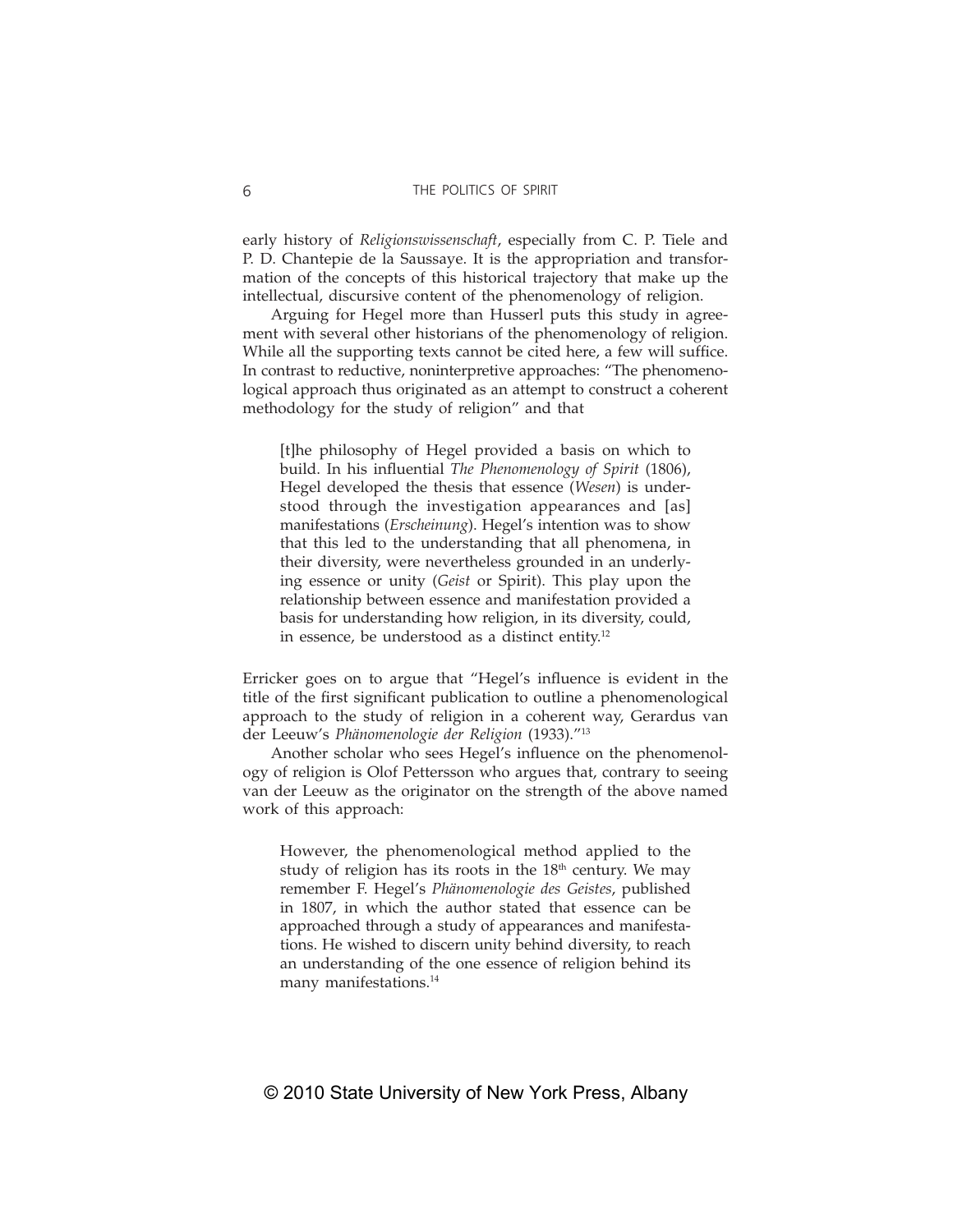early history of *Religionswissenschaft*, especially from C. P. Tiele and P. D. Chantepie de la Saussaye. It is the appropriation and transformation of the concepts of this historical trajectory that make up the intellectual, discursive content of the phenomenology of religion.

Arguing for Hegel more than Husserl puts this study in agreement with several other historians of the phenomenology of religion. While all the supporting texts cannot be cited here, a few will suffice. In contrast to reductive, noninterpretive approaches: "The phenomenological approach thus originated as an attempt to construct a coherent methodology for the study of religion" and that

> [t]he philosophy of Hegel provided a basis on which to build. In his influential *The Phenomenology of Spirit* (1806), Hegel developed the thesis that essence (*Wesen*) is understood through the investigation appearances and [as] manifestations (*Erscheinung*). Hegel's intention was to show that this led to the understanding that all phenomena, in their diversity, were nevertheless grounded in an underlying essence or unity (*Geist* or Spirit). This play upon the relationship between essence and manifestation provided a basis for understanding how religion, in its diversity, could, in essence, be understood as a distinct entity.[12]

Erricker goes on to argue that "Hegel's influence is evident in the title of the first significant publication to outline a phenomenological approach to the study of religion in a coherent way, Gerardus van der Leeuw's *Phänomenologie der Religion* (1933)."[13]

Another scholar who sees Hegel's influence on the phenomenology of religion is Olof Pettersson who argues that, contrary to seeing van der Leeuw as the originator on the strength of the above named work of this approach:

> However, the phenomenological method applied to the study of religion has its roots in the 18th century. We may remember F. Hegel's *Phänomenologie des Geistes*, published in 1807, in which the author stated that essence can be approached through a study of appearances and manifestations. He wished to discern unity behind diversity, to reach an understanding of the one essence of religion behind its many manifestations.[14]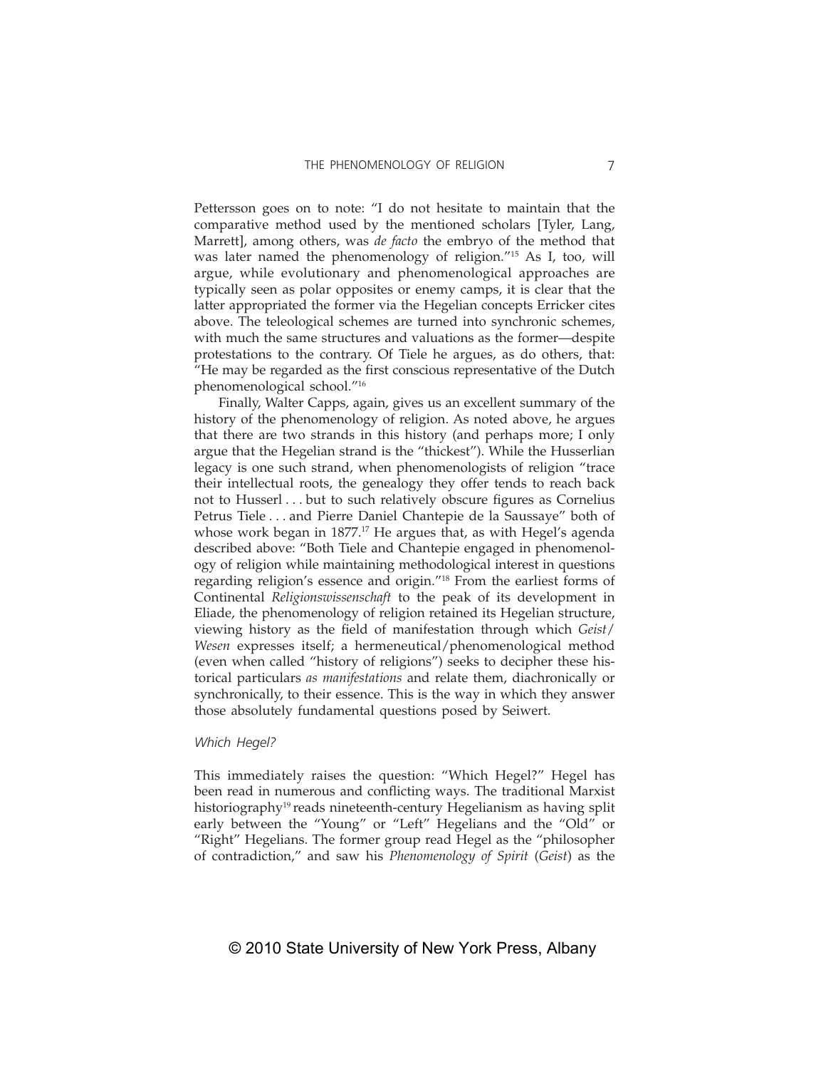Pettersson goes on to note: "I do not hesitate to maintain that the comparative method used by the mentioned scholars [Tyler, Lang, Marrett], among others, was *de facto* the embryo of the method that was later named the phenomenology of religion."[15] As I, too, will argue, while evolutionary and phenomenological approaches are typically seen as polar opposites or enemy camps, it is clear that the latter appropriated the former via the Hegelian concepts Erricker cites above. The teleological schemes are turned into synchronic schemes, with much the same structures and valuations as the former—despite protestations to the contrary. Of Tiele he argues, as do others, that: "He may be regarded as the first conscious representative of the Dutch phenomenological school."[16]

Finally, Walter Capps, again, gives us an excellent summary of the history of the phenomenology of religion. As noted above, he argues that there are two strands in this history (and perhaps more; I only argue that the Hegelian strand is the "thickest"). While the Husserlian legacy is one such strand, when phenomenologists of religion "trace their intellectual roots, the genealogy they offer tends to reach back not to Husserl . . . but to such relatively obscure figures as Cornelius Petrus Tiele . . . and Pierre Daniel Chantepie de la Saussaye" both of whose work began in 1877.[17] He argues that, as with Hegel's agenda described above: "Both Tiele and Chantepie engaged in phenomenology of religion while maintaining methodological interest in questions regarding religion's essence and origin."[18] From the earliest forms of Continental *Religionswissenschaft* to the peak of its development in Eliade, the phenomenology of religion retained its Hegelian structure, viewing history as the field of manifestation through which *Geist*/*Wesen* expresses itself; a hermeneutical/phenomenological method (even when called "history of religions") seeks to decipher these historical particulars *as manifestations* and relate them, diachronically or synchronically, to their essence. This is the way in which they answer those absolutely fundamental questions posed by Seiwert.

### *Which Hegel?*

This immediately raises the question: "Which Hegel?" Hegel has been read in numerous and conflicting ways. The traditional Marxist historiography[19] reads nineteenth-century Hegelianism as having split early between the "Young" or "Left" Hegelians and the "Old" or "Right" Hegelians. The former group read Hegel as the "philosopher of contradiction," and saw his *Phenomenology of Spirit* (*Geist*) as the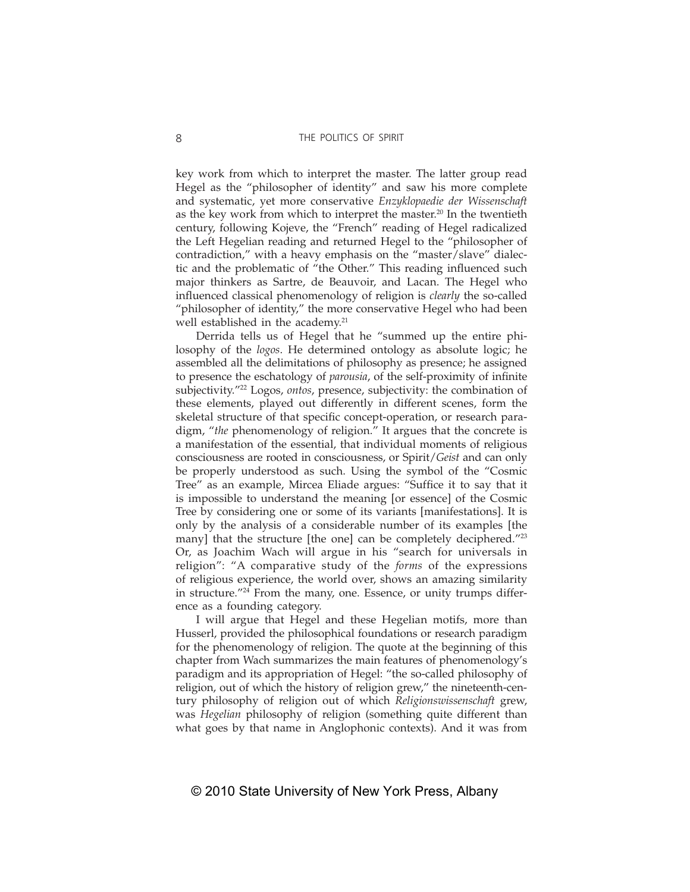key work from which to interpret the master. The latter group read Hegel as the "philosopher of identity" and saw his more complete and systematic, yet more conservative *Enzyklopaedie der Wissenschaft* as the key work from which to interpret the master.[20] In the twentieth century, following Kojeve, the "French" reading of Hegel radicalized the Left Hegelian reading and returned Hegel to the "philosopher of contradiction," with a heavy emphasis on the "master/slave" dialectic and the problematic of "the Other." This reading influenced such major thinkers as Sartre, de Beauvoir, and Lacan. The Hegel who influenced classical phenomenology of religion is *clearly* the so-called "philosopher of identity," the more conservative Hegel who had been well established in the academy.[21]

Derrida tells us of Hegel that he "summed up the entire philosophy of the *logos*. He determined ontology as absolute logic; he assembled all the delimitations of philosophy as presence; he assigned to presence the eschatology of *parousia*, of the self-proximity of infinite subjectivity."[22] Logos, *ontos*, presence, subjectivity: the combination of these elements, played out differently in different scenes, form the skeletal structure of that specific concept-operation, or research paradigm, "*the* phenomenology of religion." It argues that the concrete is a manifestation of the essential, that individual moments of religious consciousness are rooted in consciousness, or Spirit/*Geist* and can only be properly understood as such. Using the symbol of the "Cosmic Tree" as an example, Mircea Eliade argues: "Suffice it to say that it is impossible to understand the meaning [or essence] of the Cosmic Tree by considering one or some of its variants [manifestations]. It is only by the analysis of a considerable number of its examples [the many] that the structure [the one] can be completely deciphered."[23] Or, as Joachim Wach will argue in his "search for universals in religion": "A comparative study of the *forms* of the expressions of religious experience, the world over, shows an amazing similarity in structure."[24] From the many, one. Essence, or unity trumps difference as a founding category.

I will argue that Hegel and these Hegelian motifs, more than Husserl, provided the philosophical foundations or research paradigm for the phenomenology of religion. The quote at the beginning of this chapter from Wach summarizes the main features of phenomenology's paradigm and its appropriation of Hegel: "the so-called philosophy of religion, out of which the history of religion grew," the nineteenth-century philosophy of religion out of which *Religionswissenschaft* grew, was *Hegelian* philosophy of religion (something quite different than what goes by that name in Anglophonic contexts). And it was from

© 2010 State University of New York Press, Albany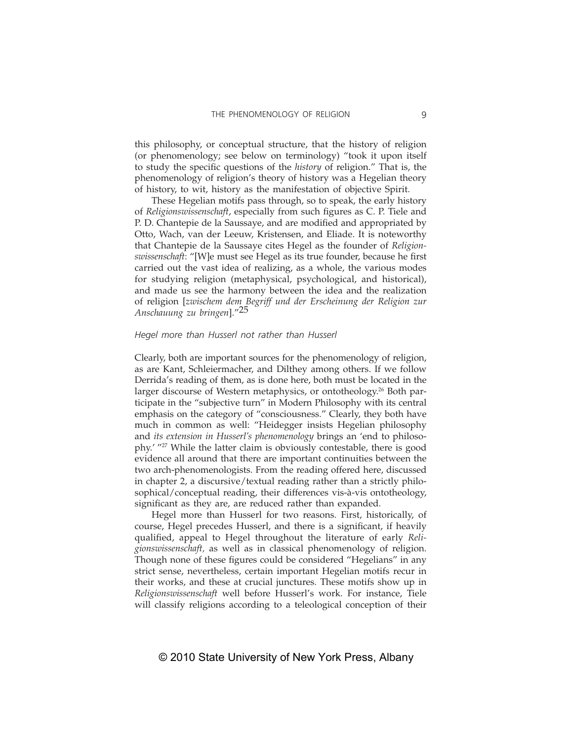this philosophy, or conceptual structure, that the history of religion (or phenomenology; see below on terminology) "took it upon itself to study the specific questions of the *history* of religion." That is, the phenomenology of religion's theory of history was a Hegelian theory of history, to wit, history as the manifestation of objective Spirit.

These Hegelian motifs pass through, so to speak, the early history of *Religionswissenschaft*, especially from such figures as C. P. Tiele and P. D. Chantepie de la Saussaye, and are modified and appropriated by Otto, Wach, van der Leeuw, Kristensen, and Eliade. It is noteworthy that Chantepie de la Saussaye cites Hegel as the founder of *Religionswissenschaft*: "[W]e must see Hegel as its true founder, because he first carried out the vast idea of realizing, as a whole, the various modes for studying religion (metaphysical, psychological, and historical), and made us see the harmony between the idea and the realization of religion [*zwischem dem Begriff und der Erscheinung der Religion zur Anschauung zu bringen*]."[25]

### *Hegel more than Husserl not rather than Husserl*

Clearly, both are important sources for the phenomenology of religion, as are Kant, Schleiermacher, and Dilthey among others. If we follow Derrida's reading of them, as is done here, both must be located in the larger discourse of Western metaphysics, or ontotheology.[26] Both participate in the "subjective turn" in Modern Philosophy with its central emphasis on the category of "consciousness." Clearly, they both have much in common as well: "Heidegger insists Hegelian philosophy and *its extension in Husserl's phenomenology* brings an 'end to philosophy.'"[27] While the latter claim is obviously contestable, there is good evidence all around that there are important continuities between the two arch-phenomenologists. From the reading offered here, discussed in chapter 2, a discursive/textual reading rather than a strictly philosophical/conceptual reading, their differences vis-à-vis ontotheology, significant as they are, are reduced rather than expanded.

Hegel more than Husserl for two reasons. First, historically, of course, Hegel precedes Husserl, and there is a significant, if heavily qualified, appeal to Hegel throughout the literature of early *Religionswissenschaft,* as well as in classical phenomenology of religion. Though none of these figures could be considered "Hegelians" in any strict sense, nevertheless, certain important Hegelian motifs recur in their works, and these at crucial junctures. These motifs show up in *Religionswissenschaft* well before Husserl's work. For instance, Tiele will classify religions according to a teleological conception of their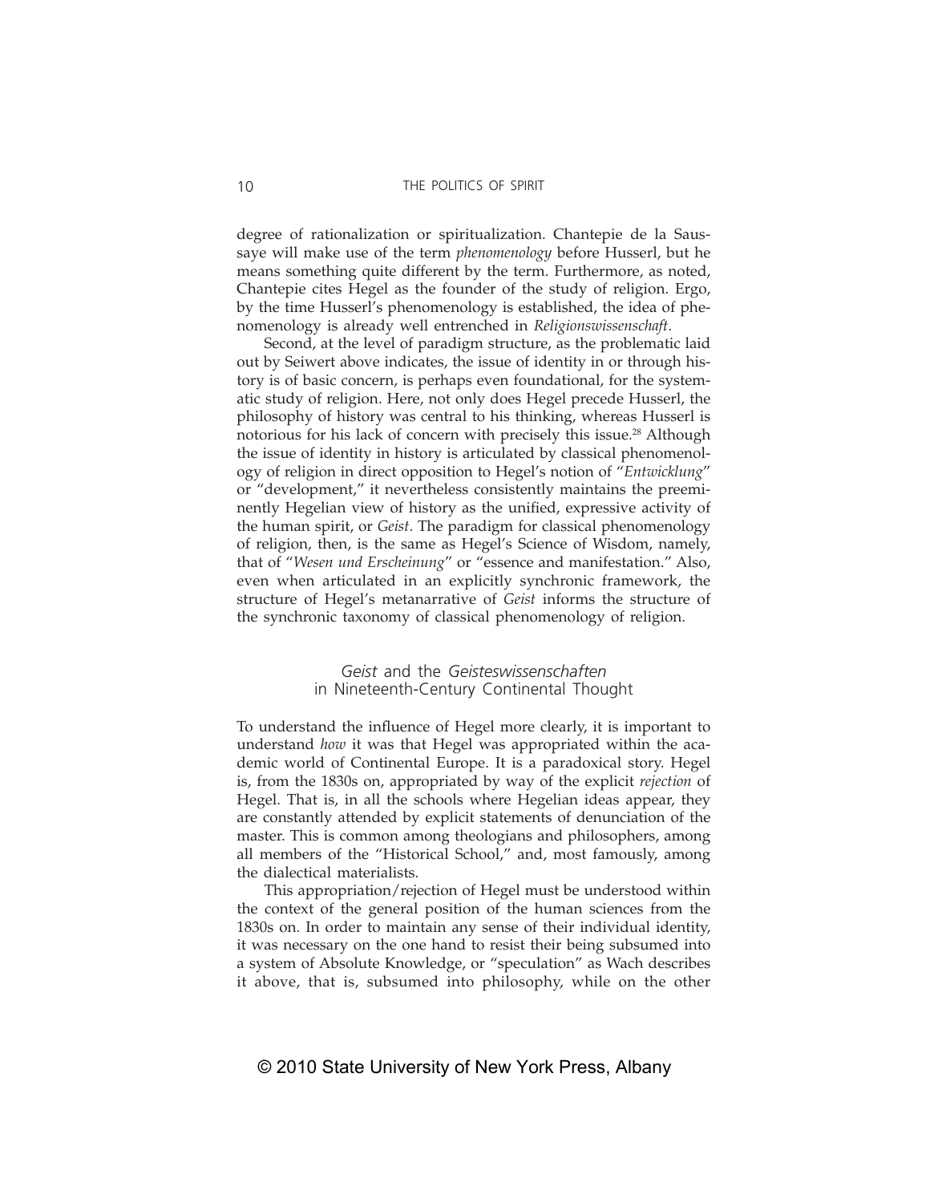degree of rationalization or spiritualization. Chantepie de la Saussaye will make use of the term *phenomenology* before Husserl, but he means something quite different by the term. Furthermore, as noted, Chantepie cites Hegel as the founder of the study of religion. Ergo, by the time Husserl's phenomenology is established, the idea of phenomenology is already well entrenched in *Religionswissenschaft*.

Second, at the level of paradigm structure, as the problematic laid out by Seiwert above indicates, the issue of identity in or through history is of basic concern, is perhaps even foundational, for the systematic study of religion. Here, not only does Hegel precede Husserl, the philosophy of history was central to his thinking, whereas Husserl is notorious for his lack of concern with precisely this issue.[28] Although the issue of identity in history is articulated by classical phenomenology of religion in direct opposition to Hegel's notion of "*Entwicklung*" or "development," it nevertheless consistently maintains the preeminently Hegelian view of history as the unified, expressive activity of the human spirit, or *Geist*. The paradigm for classical phenomenology of religion, then, is the same as Hegel's Science of Wisdom, namely, that of "*Wesen und Erscheinung*" or "essence and manifestation." Also, even when articulated in an explicitly synchronic framework, the structure of Hegel's metanarrative of *Geist* informs the structure of the synchronic taxonomy of classical phenomenology of religion.

## *Geist* and the *Geisteswissenschaften* in Nineteenth-Century Continental Thought

To understand the influence of Hegel more clearly, it is important to understand *how* it was that Hegel was appropriated within the academic world of Continental Europe. It is a paradoxical story. Hegel is, from the 1830s on, appropriated by way of the explicit *rejection* of Hegel. That is, in all the schools where Hegelian ideas appear, they are constantly attended by explicit statements of denunciation of the master. This is common among theologians and philosophers, among all members of the "Historical School," and, most famously, among the dialectical materialists.

This appropriation/rejection of Hegel must be understood within the context of the general position of the human sciences from the 1830s on. In order to maintain any sense of their individual identity, it was necessary on the one hand to resist their being subsumed into a system of Absolute Knowledge, or "speculation" as Wach describes it above, that is, subsumed into philosophy, while on the other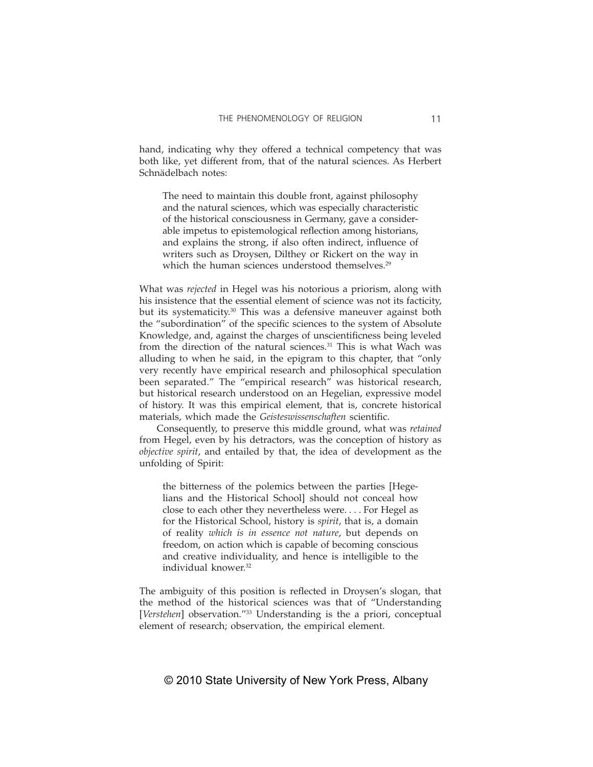hand, indicating why they offered a technical competency that was both like, yet different from, that of the natural sciences. As Herbert Schnädelbach notes:

> The need to maintain this double front, against philosophy and the natural sciences, which was especially characteristic of the historical consciousness in Germany, gave a considerable impetus to epistemological reflection among historians, and explains the strong, if also often indirect, influence of writers such as Droysen, Dilthey or Rickert on the way in which the human sciences understood themselves.[29]

What was *rejected* in Hegel was his notorious a priorism, along with his insistence that the essential element of science was not its facticity, but its systematicity.[30] This was a defensive maneuver against both the "subordination" of the specific sciences to the system of Absolute Knowledge, and, against the charges of unscientificness being leveled from the direction of the natural sciences.[31] This is what Wach was alluding to when he said, in the epigram to this chapter, that "only very recently have empirical research and philosophical speculation been separated." The "empirical research" was historical research, but historical research understood on an Hegelian, expressive model of history. It was this empirical element, that is, concrete historical materials, which made the *Geisteswissenschaften* scientific.

Consequently, to preserve this middle ground, what was *retained* from Hegel, even by his detractors, was the conception of history as *objective spirit*, and entailed by that, the idea of development as the unfolding of Spirit:

> the bitterness of the polemics between the parties [Hegelians and the Historical School] should not conceal how close to each other they nevertheless were. . . . For Hegel as for the Historical School, history is *spirit*, that is, a domain of reality *which is in essence not nature*, but depends on freedom, on action which is capable of becoming conscious and creative individuality, and hence is intelligible to the individual knower.[32]

The ambiguity of this position is reflected in Droysen's slogan, that the method of the historical sciences was that of "Understanding [*Verstehen*] observation."[33] Understanding is the a priori, conceptual element of research; observation, the empirical element.

© 2010 State University of New York Press, Albany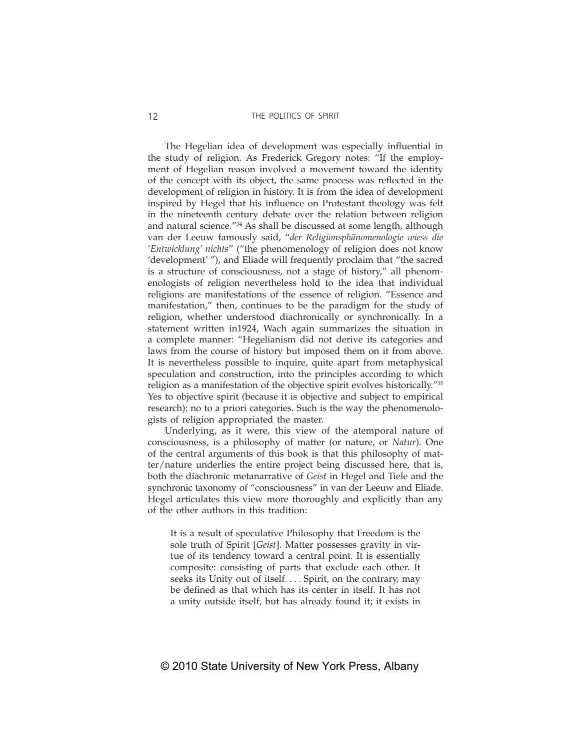The Hegelian idea of development was especially influential in the study of religion. As Frederick Gregory notes: "If the employment of Hegelian reason involved a movement toward the identity of the concept with its object, the same process was reflected in the development of religion in history. It is from the idea of development inspired by Hegel that his influence on Protestant theology was felt in the nineteenth century debate over the relation between religion and natural science."[34] As shall be discussed at some length, although van der Leeuw famously said, "*der Religionsphänomenologie wiess die 'Entwicklung' nichts*" ("the phenomenology of religion does not know 'development' "), and Eliade will frequently proclaim that "the sacred is a structure of consciousness, not a stage of history," all phenomenologists of religion nevertheless hold to the idea that individual religions are manifestations of the essence of religion. "Essence and manifestation," then, continues to be the paradigm for the study of religion, whether understood diachronically or synchronically. In a statement written in1924, Wach again summarizes the situation in a complete manner: "Hegelianism did not derive its categories and laws from the course of history but imposed them on it from above. It is nevertheless possible to inquire, quite apart from metaphysical speculation and construction, into the principles according to which religion as a manifestation of the objective spirit evolves historically."[35] Yes to objective spirit (because it is objective and subject to empirical research); no to a priori categories. Such is the way the phenomenologists of religion appropriated the master.

Underlying, as it were, this view of the atemporal nature of consciousness, is a philosophy of matter (or nature, or *Natur*). One of the central arguments of this book is that this philosophy of matter/nature underlies the entire project being discussed here, that is, both the diachronic metanarrative of *Geist* in Hegel and Tiele and the synchronic taxonomy of "consciousness" in van der Leeuw and Eliade. Hegel articulates this view more thoroughly and explicitly than any of the other authors in this tradition:

> It is a result of speculative Philosophy that Freedom is the sole truth of Spirit [*Geist*]. Matter possesses gravity in virtue of its tendency toward a central point. It is essentially composite: consisting of parts that exclude each other. It seeks its Unity out of itself. . . . Spirit, on the contrary, may be defined as that which has its center in itself. It has not a unity outside itself, but has already found it; it exists in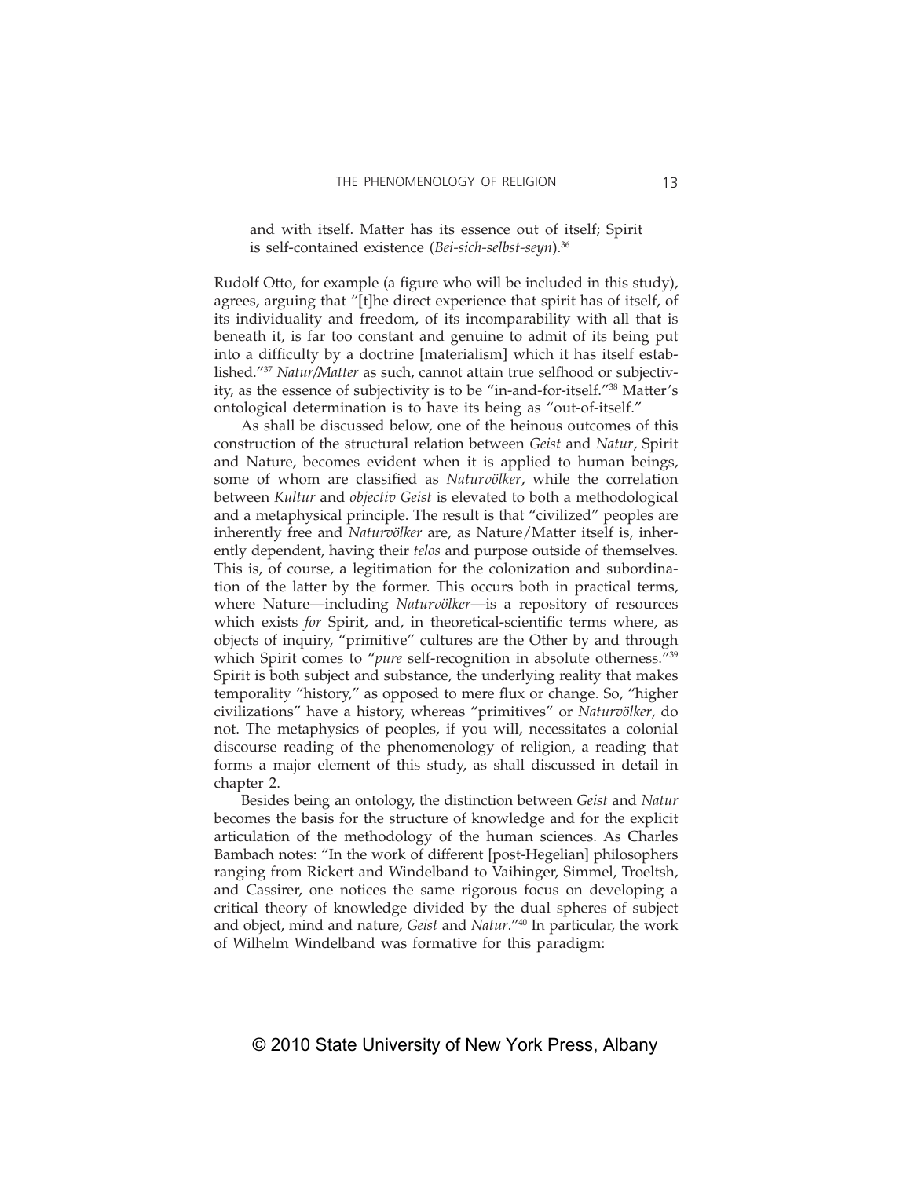> and with itself. Matter has its essence out of itself; Spirit is self-contained existence (*Bei-sich-selbst-seyn*).[36]

Rudolf Otto, for example (a figure who will be included in this study), agrees, arguing that "[t]he direct experience that spirit has of itself, of its individuality and freedom, of its incomparability with all that is beneath it, is far too constant and genuine to admit of its being put into a difficulty by a doctrine [materialism] which it has itself established."[37] *Natur/Matter* as such, cannot attain true selfhood or subjectivity, as the essence of subjectivity is to be "in-and-for-itself."[38] Matter's ontological determination is to have its being as "out-of-itself."

As shall be discussed below, one of the heinous outcomes of this construction of the structural relation between *Geist* and *Natur*, Spirit and Nature, becomes evident when it is applied to human beings, some of whom are classified as *Naturvölker*, while the correlation between *Kultur* and *objectiv Geist* is elevated to both a methodological and a metaphysical principle. The result is that "civilized" peoples are inherently free and *Naturvölker* are, as Nature/Matter itself is, inherently dependent, having their *telos* and purpose outside of themselves. This is, of course, a legitimation for the colonization and subordination of the latter by the former. This occurs both in practical terms, where Nature—including *Naturvölker*—is a repository of resources which exists *for* Spirit, and, in theoretical-scientific terms where, as objects of inquiry, "primitive" cultures are the Other by and through which Spirit comes to "*pure* self-recognition in absolute otherness."[39] Spirit is both subject and substance, the underlying reality that makes temporality "history," as opposed to mere flux or change. So, "higher civilizations" have a history, whereas "primitives" or *Naturvölker*, do not. The metaphysics of peoples, if you will, necessitates a colonial discourse reading of the phenomenology of religion, a reading that forms a major element of this study, as shall discussed in detail in chapter 2.

Besides being an ontology, the distinction between *Geist* and *Natur* becomes the basis for the structure of knowledge and for the explicit articulation of the methodology of the human sciences. As Charles Bambach notes: "In the work of different [post-Hegelian] philosophers ranging from Rickert and Windelband to Vaihinger, Simmel, Troeltsh, and Cassirer, one notices the same rigorous focus on developing a critical theory of knowledge divided by the dual spheres of subject and object, mind and nature, *Geist* and *Natur*."[40] In particular, the work of Wilhelm Windelband was formative for this paradigm: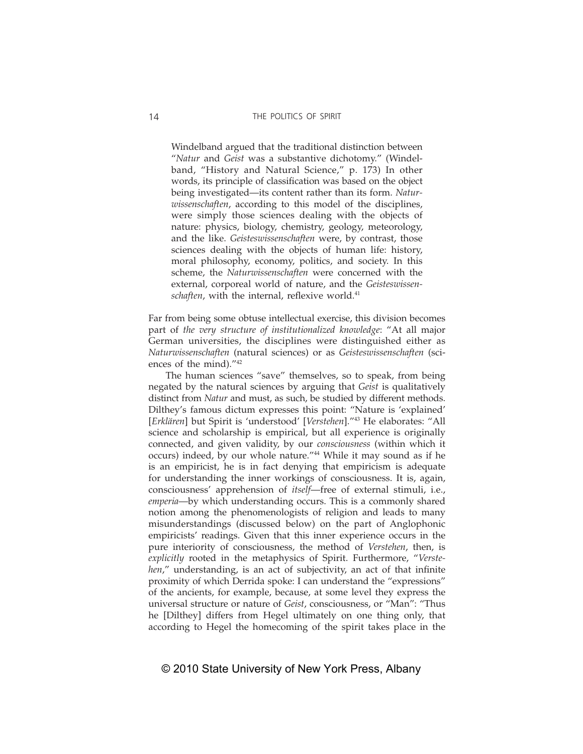> Windelband argued that the traditional distinction between "*Natur* and *Geist* was a substantive dichotomy." (Windelband, "History and Natural Science," p. 173) In other words, its principle of classification was based on the object being investigated—its content rather than its form. *Naturwissenschaften*, according to this model of the disciplines, were simply those sciences dealing with the objects of nature: physics, biology, chemistry, geology, meteorology, and the like. *Geisteswissenschaften* were, by contrast, those sciences dealing with the objects of human life: history, moral philosophy, economy, politics, and society. In this scheme, the *Naturwissenschaften* were concerned with the external, corporeal world of nature, and the *Geisteswissenschaften*, with the internal, reflexive world.[41]

Far from being some obtuse intellectual exercise, this division becomes part of *the very structure of institutionalized knowledge*: "At all major German universities, the disciplines were distinguished either as *Naturwissenschaften* (natural sciences) or as *Geisteswissenschaften* (sciences of the mind)."[42]

The human sciences "save" themselves, so to speak, from being negated by the natural sciences by arguing that *Geist* is qualitatively distinct from *Natur* and must, as such, be studied by different methods. Dilthey's famous dictum expresses this point: "Nature is 'explained' [*Erklären*] but Spirit is 'understood' [*Verstehen*]."[43] He elaborates: "All science and scholarship is empirical, but all experience is originally connected, and given validity, by our *consciousness* (within which it occurs) indeed, by our whole nature."[44] While it may sound as if he is an empiricist, he is in fact denying that empiricism is adequate for understanding the inner workings of consciousness. It is, again, consciousness' apprehension of *itself*—free of external stimuli, i.e., *emperia*—by which understanding occurs. This is a commonly shared notion among the phenomenologists of religion and leads to many misunderstandings (discussed below) on the part of Anglophonic empiricists' readings. Given that this inner experience occurs in the pure interiority of consciousness, the method of *Verstehen*, then, is *explicitly* rooted in the metaphysics of Spirit. Furthermore, "*Verstehen*," understanding, is an act of subjectivity, an act of that infinite proximity of which Derrida spoke: I can understand the "expressions" of the ancients, for example, because, at some level they express the universal structure or nature of *Geist*, consciousness, or "Man": "Thus he [Dilthey] differs from Hegel ultimately on one thing only, that according to Hegel the homecoming of the spirit takes place in the

© 2010 State University of New York Press, Albany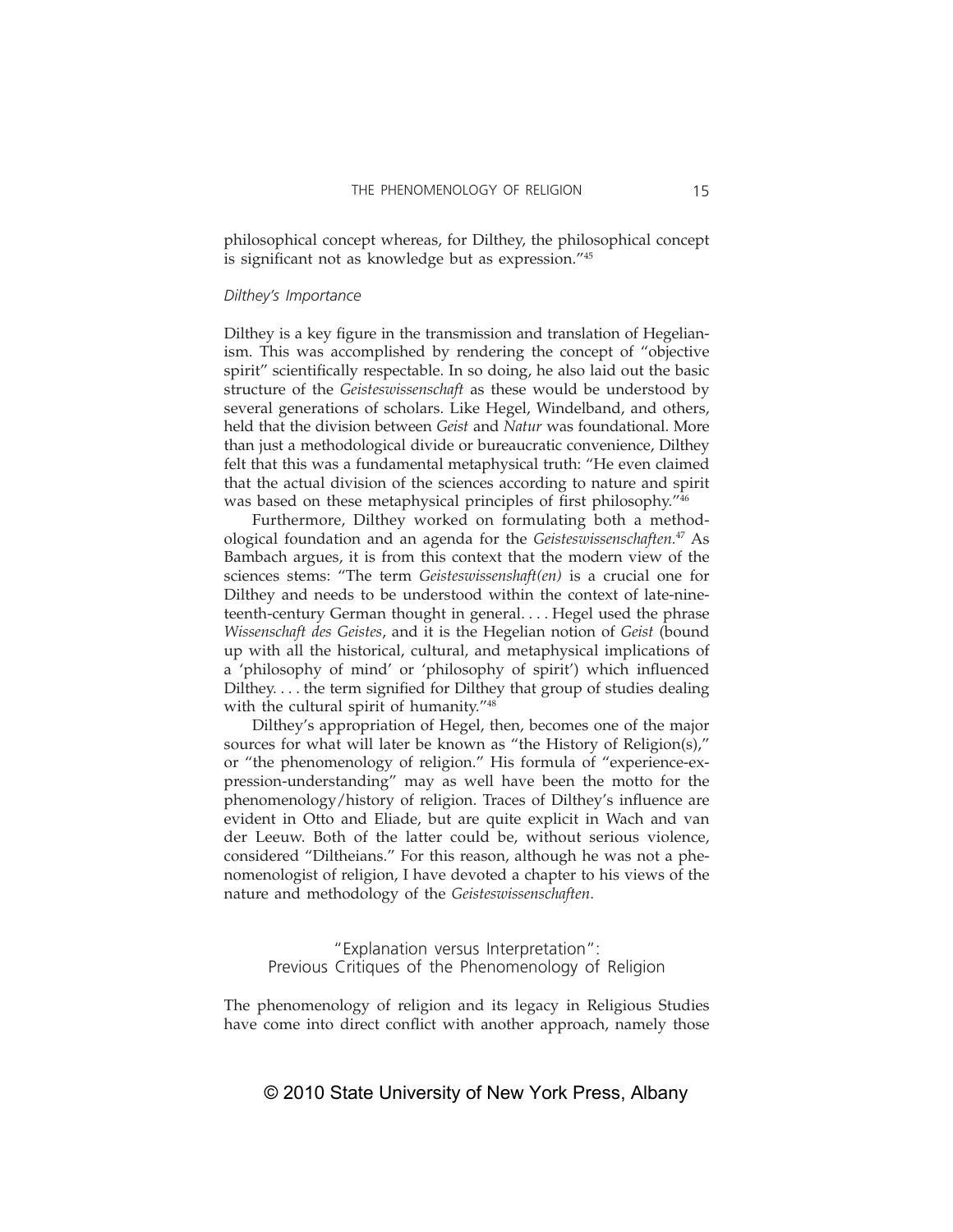philosophical concept whereas, for Dilthey, the philosophical concept is significant not as knowledge but as expression."[45]

*Dilthey's Importance*

Dilthey is a key figure in the transmission and translation of Hegelianism. This was accomplished by rendering the concept of "objective spirit" scientifically respectable. In so doing, he also laid out the basic structure of the *Geisteswissenschaft* as these would be understood by several generations of scholars. Like Hegel, Windelband, and others, held that the division between *Geist* and *Natur* was foundational. More than just a methodological divide or bureaucratic convenience, Dilthey felt that this was a fundamental metaphysical truth: "He even claimed that the actual division of the sciences according to nature and spirit was based on these metaphysical principles of first philosophy."[46]

Furthermore, Dilthey worked on formulating both a methodological foundation and an agenda for the *Geisteswissenschaften*.[47] As Bambach argues, it is from this context that the modern view of the sciences stems: "The term *Geisteswissenshaft(en)* is a crucial one for Dilthey and needs to be understood within the context of late-nineteenth-century German thought in general. . . . Hegel used the phrase *Wissenschaft des Geistes*, and it is the Hegelian notion of *Geist* (bound up with all the historical, cultural, and metaphysical implications of a 'philosophy of mind' or 'philosophy of spirit') which influenced Dilthey. . . . the term signified for Dilthey that group of studies dealing with the cultural spirit of humanity."[48]

Dilthey's appropriation of Hegel, then, becomes one of the major sources for what will later be known as "the History of Religion(s)," or "the phenomenology of religion." His formula of "experience-expression-understanding" may as well have been the motto for the phenomenology/history of religion. Traces of Dilthey's influence are evident in Otto and Eliade, but are quite explicit in Wach and van der Leeuw. Both of the latter could be, without serious violence, considered "Diltheians." For this reason, although he was not a phenomenologist of religion, I have devoted a chapter to his views of the nature and methodology of the *Geisteswissenschaften*.

## "Explanation versus Interpretation": Previous Critiques of the Phenomenology of Religion

The phenomenology of religion and its legacy in Religious Studies have come into direct conflict with another approach, namely those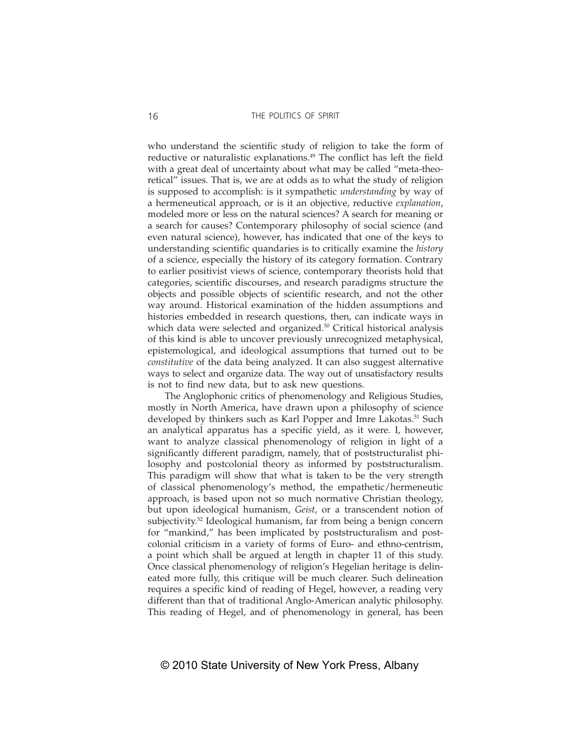who understand the scientific study of religion to take the form of reductive or naturalistic explanations.[49] The conflict has left the field with a great deal of uncertainty about what may be called "meta-theoretical" issues. That is, we are at odds as to what the study of religion is supposed to accomplish: is it sympathetic *understanding* by way of a hermeneutical approach, or is it an objective, reductive *explanation*, modeled more or less on the natural sciences? A search for meaning or a search for causes? Contemporary philosophy of social science (and even natural science), however, has indicated that one of the keys to understanding scientific quandaries is to critically examine the *history* of a science, especially the history of its category formation. Contrary to earlier positivist views of science, contemporary theorists hold that categories, scientific discourses, and research paradigms structure the objects and possible objects of scientific research, and not the other way around. Historical examination of the hidden assumptions and histories embedded in research questions, then, can indicate ways in which data were selected and organized.[50] Critical historical analysis of this kind is able to uncover previously unrecognized metaphysical, epistemological, and ideological assumptions that turned out to be *constitutive* of the data being analyzed. It can also suggest alternative ways to select and organize data. The way out of unsatisfactory results is not to find new data, but to ask new questions.

The Anglophonic critics of phenomenology and Religious Studies, mostly in North America, have drawn upon a philosophy of science developed by thinkers such as Karl Popper and Imre Lakotas.[51] Such an analytical apparatus has a specific yield, as it were. I, however, want to analyze classical phenomenology of religion in light of a significantly different paradigm, namely, that of poststructuralist philosophy and postcolonial theory as informed by poststructuralism. This paradigm will show that what is taken to be the very strength of classical phenomenology's method, the empathetic/hermeneutic approach, is based upon not so much normative Christian theology, but upon ideological humanism, *Geist*, or a transcendent notion of subjectivity.[52] Ideological humanism, far from being a benign concern for "mankind," has been implicated by poststructuralism and postcolonial criticism in a variety of forms of Euro- and ethno-centrism, a point which shall be argued at length in chapter 11 of this study. Once classical phenomenology of religion's Hegelian heritage is delineated more fully, this critique will be much clearer. Such delineation requires a specific kind of reading of Hegel, however, a reading very different than that of traditional Anglo-American analytic philosophy. This reading of Hegel, and of phenomenology in general, has been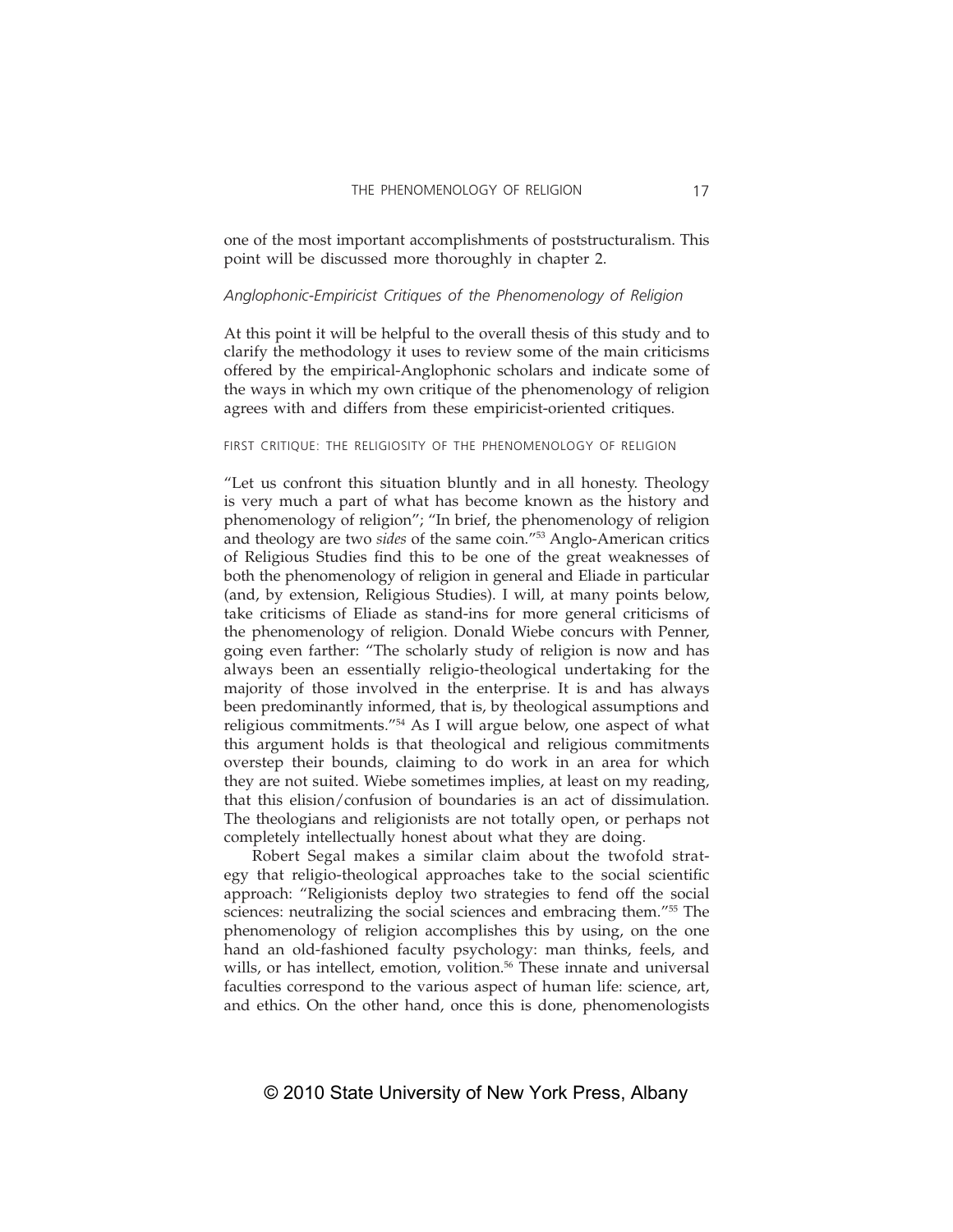one of the most important accomplishments of poststructuralism. This point will be discussed more thoroughly in chapter 2.

### *Anglophonic-Empiricist Critiques of the Phenomenology of Religion*

At this point it will be helpful to the overall thesis of this study and to clarify the methodology it uses to review some of the main criticisms offered by the empirical-Anglophonic scholars and indicate some of the ways in which my own critique of the phenomenology of religion agrees with and differs from these empiricist-oriented critiques.

#### FIRST CRITIQUE: THE RELIGIOSITY OF THE PHENOMENOLOGY OF RELIGION

"Let us confront this situation bluntly and in all honesty. Theology is very much a part of what has become known as the history and phenomenology of religion"; "In brief, the phenomenology of religion and theology are two *sides* of the same coin."[53] Anglo-American critics of Religious Studies find this to be one of the great weaknesses of both the phenomenology of religion in general and Eliade in particular (and, by extension, Religious Studies). I will, at many points below, take criticisms of Eliade as stand-ins for more general criticisms of the phenomenology of religion. Donald Wiebe concurs with Penner, going even farther: "The scholarly study of religion is now and has always been an essentially religio-theological undertaking for the majority of those involved in the enterprise. It is and has always been predominantly informed, that is, by theological assumptions and religious commitments."[54] As I will argue below, one aspect of what this argument holds is that theological and religious commitments overstep their bounds, claiming to do work in an area for which they are not suited. Wiebe sometimes implies, at least on my reading, that this elision/confusion of boundaries is an act of dissimulation. The theologians and religionists are not totally open, or perhaps not completely intellectually honest about what they are doing.

Robert Segal makes a similar claim about the twofold strategy that religio-theological approaches take to the social scientific approach: "Religionists deploy two strategies to fend off the social sciences: neutralizing the social sciences and embracing them."[55] The phenomenology of religion accomplishes this by using, on the one hand an old-fashioned faculty psychology: man thinks, feels, and wills, or has intellect, emotion, volition.[56] These innate and universal faculties correspond to the various aspect of human life: science, art, and ethics. On the other hand, once this is done, phenomenologists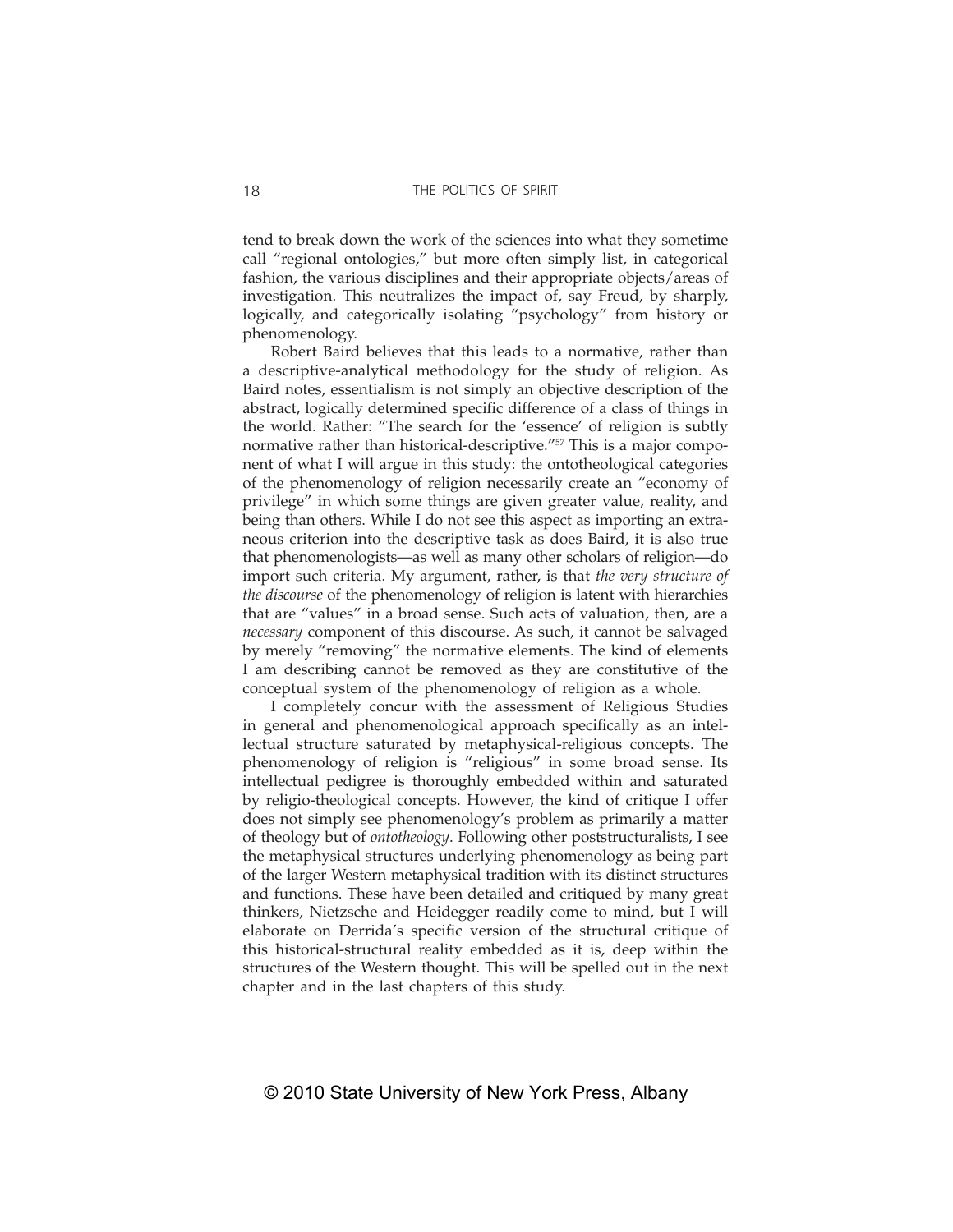tend to break down the work of the sciences into what they sometime call "regional ontologies," but more often simply list, in categorical fashion, the various disciplines and their appropriate objects/areas of investigation. This neutralizes the impact of, say Freud, by sharply, logically, and categorically isolating "psychology" from history or phenomenology.

Robert Baird believes that this leads to a normative, rather than a descriptive-analytical methodology for the study of religion. As Baird notes, essentialism is not simply an objective description of the abstract, logically determined specific difference of a class of things in the world. Rather: "The search for the 'essence' of religion is subtly normative rather than historical-descriptive."[57] This is a major component of what I will argue in this study: the ontotheological categories of the phenomenology of religion necessarily create an "economy of privilege" in which some things are given greater value, reality, and being than others. While I do not see this aspect as importing an extraneous criterion into the descriptive task as does Baird, it is also true that phenomenologists—as well as many other scholars of religion—do import such criteria. My argument, rather, is that *the very structure of the discourse* of the phenomenology of religion is latent with hierarchies that are "values" in a broad sense. Such acts of valuation, then, are a *necessary* component of this discourse. As such, it cannot be salvaged by merely "removing" the normative elements. The kind of elements I am describing cannot be removed as they are constitutive of the conceptual system of the phenomenology of religion as a whole.

I completely concur with the assessment of Religious Studies in general and phenomenological approach specifically as an intellectual structure saturated by metaphysical-religious concepts. The phenomenology of religion is "religious" in some broad sense. Its intellectual pedigree is thoroughly embedded within and saturated by religio-theological concepts. However, the kind of critique I offer does not simply see phenomenology's problem as primarily a matter of theology but of *ontotheology*. Following other poststructuralists, I see the metaphysical structures underlying phenomenology as being part of the larger Western metaphysical tradition with its distinct structures and functions. These have been detailed and critiqued by many great thinkers, Nietzsche and Heidegger readily come to mind, but I will elaborate on Derrida's specific version of the structural critique of this historical-structural reality embedded as it is, deep within the structures of the Western thought. This will be spelled out in the next chapter and in the last chapters of this study.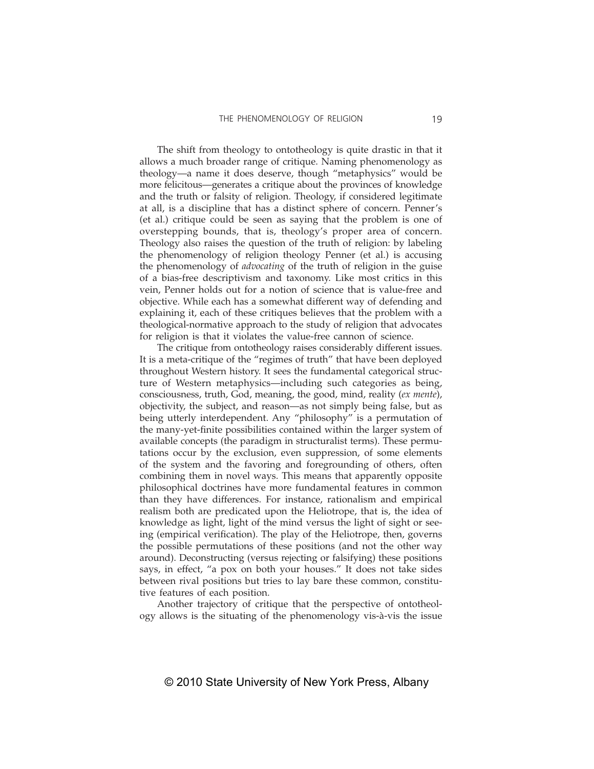The shift from theology to ontotheology is quite drastic in that it allows a much broader range of critique. Naming phenomenology as theology—a name it does deserve, though "metaphysics" would be more felicitous—generates a critique about the provinces of knowledge and the truth or falsity of religion. Theology, if considered legitimate at all, is a discipline that has a distinct sphere of concern. Penner's (et al.) critique could be seen as saying that the problem is one of overstepping bounds, that is, theology's proper area of concern. Theology also raises the question of the truth of religion: by labeling the phenomenology of religion theology Penner (et al.) is accusing the phenomenology of *advocating* of the truth of religion in the guise of a bias-free descriptivism and taxonomy. Like most critics in this vein, Penner holds out for a notion of science that is value-free and objective. While each has a somewhat different way of defending and explaining it, each of these critiques believes that the problem with a theological-normative approach to the study of religion that advocates for religion is that it violates the value-free cannon of science.

The critique from ontotheology raises considerably different issues. It is a meta-critique of the "regimes of truth" that have been deployed throughout Western history. It sees the fundamental categorical structure of Western metaphysics—including such categories as being, consciousness, truth, God, meaning, the good, mind, reality (*ex mente*), objectivity, the subject, and reason—as not simply being false, but as being utterly interdependent. Any "philosophy" is a permutation of the many-yet-finite possibilities contained within the larger system of available concepts (the paradigm in structuralist terms). These permutations occur by the exclusion, even suppression, of some elements of the system and the favoring and foregrounding of others, often combining them in novel ways. This means that apparently opposite philosophical doctrines have more fundamental features in common than they have differences. For instance, rationalism and empirical realism both are predicated upon the Heliotrope, that is, the idea of knowledge as light, light of the mind versus the light of sight or seeing (empirical verification). The play of the Heliotrope, then, governs the possible permutations of these positions (and not the other way around). Deconstructing (versus rejecting or falsifying) these positions says, in effect, "a pox on both your houses." It does not take sides between rival positions but tries to lay bare these common, constitutive features of each position.

Another trajectory of critique that the perspective of ontotheology allows is the situating of the phenomenology vis-à-vis the issue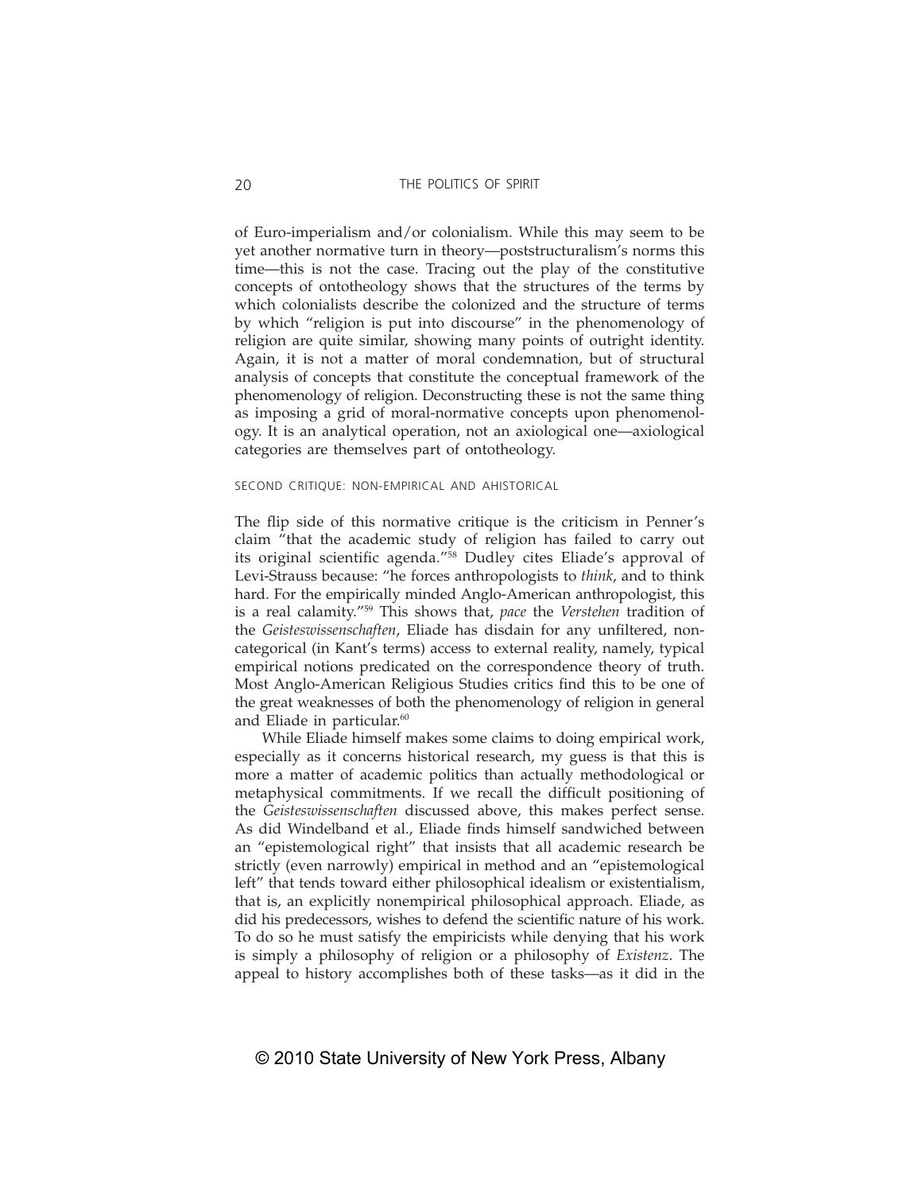of Euro-imperialism and/or colonialism. While this may seem to be yet another normative turn in theory—poststructuralism's norms this time—this is not the case. Tracing out the play of the constitutive concepts of ontotheology shows that the structures of the terms by which colonialists describe the colonized and the structure of terms by which "religion is put into discourse" in the phenomenology of religion are quite similar, showing many points of outright identity. Again, it is not a matter of moral condemnation, but of structural analysis of concepts that constitute the conceptual framework of the phenomenology of religion. Deconstructing these is not the same thing as imposing a grid of moral-normative concepts upon phenomenology. It is an analytical operation, not an axiological one—axiological categories are themselves part of ontotheology.

### SECOND CRITIQUE: NON-EMPIRICAL AND AHISTORICAL

The flip side of this normative critique is the criticism in Penner's claim "that the academic study of religion has failed to carry out its original scientific agenda."[58] Dudley cites Eliade's approval of Levi-Strauss because: "he forces anthropologists to *think*, and to think hard. For the empirically minded Anglo-American anthropologist, this is a real calamity."[59] This shows that, *pace* the *Verstehen* tradition of the *Geisteswissenschaften*, Eliade has disdain for any unfiltered, non-categorical (in Kant's terms) access to external reality, namely, typical empirical notions predicated on the correspondence theory of truth. Most Anglo-American Religious Studies critics find this to be one of the great weaknesses of both the phenomenology of religion in general and Eliade in particular.[60]

While Eliade himself makes some claims to doing empirical work, especially as it concerns historical research, my guess is that this is more a matter of academic politics than actually methodological or metaphysical commitments. If we recall the difficult positioning of the *Geisteswissenschaften* discussed above, this makes perfect sense. As did Windelband et al., Eliade finds himself sandwiched between an "epistemological right" that insists that all academic research be strictly (even narrowly) empirical in method and an "epistemological left" that tends toward either philosophical idealism or existentialism, that is, an explicitly nonempirical philosophical approach. Eliade, as did his predecessors, wishes to defend the scientific nature of his work. To do so he must satisfy the empiricists while denying that his work is simply a philosophy of religion or a philosophy of *Existenz*. The appeal to history accomplishes both of these tasks—as it did in the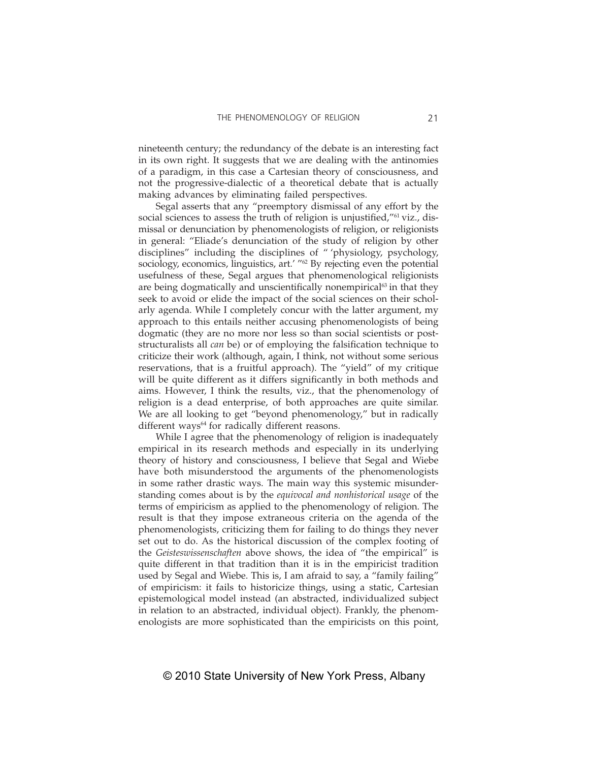nineteenth century; the redundancy of the debate is an interesting fact in its own right. It suggests that we are dealing with the antinomies of a paradigm, in this case a Cartesian theory of consciousness, and not the progressive-dialectic of a theoretical debate that is actually making advances by eliminating failed perspectives.

Segal asserts that any "preemptory dismissal of any effort by the social sciences to assess the truth of religion is unjustified,"[61] viz., dismissal or denunciation by phenomenologists of religion, or religionists in general: "Eliade's denunciation of the study of religion by other disciplines" including the disciplines of " 'physiology, psychology, sociology, economics, linguistics, art.' "[62] By rejecting even the potential usefulness of these, Segal argues that phenomenological religionists are being dogmatically and unscientifically nonempirical[63] in that they seek to avoid or elide the impact of the social sciences on their scholarly agenda. While I completely concur with the latter argument, my approach to this entails neither accusing phenomenologists of being dogmatic (they are no more nor less so than social scientists or poststructuralists all *can* be) or of employing the falsification technique to criticize their work (although, again, I think, not without some serious reservations, that is a fruitful approach). The "yield" of my critique will be quite different as it differs significantly in both methods and aims. However, I think the results, viz., that the phenomenology of religion is a dead enterprise, of both approaches are quite similar. We are all looking to get "beyond phenomenology," but in radically different ways[64] for radically different reasons.

While I agree that the phenomenology of religion is inadequately empirical in its research methods and especially in its underlying theory of history and consciousness, I believe that Segal and Wiebe have both misunderstood the arguments of the phenomenologists in some rather drastic ways. The main way this systemic misunderstanding comes about is by the *equivocal and nonhistorical usage* of the terms of empiricism as applied to the phenomenology of religion. The result is that they impose extraneous criteria on the agenda of the phenomenologists, criticizing them for failing to do things they never set out to do. As the historical discussion of the complex footing of the *Geisteswissenschaften* above shows, the idea of "the empirical" is quite different in that tradition than it is in the empiricist tradition used by Segal and Wiebe. This is, I am afraid to say, a "family failing" of empiricism: it fails to historicize things, using a static, Cartesian epistemological model instead (an abstracted, individualized subject in relation to an abstracted, individual object). Frankly, the phenomenologists are more sophisticated than the empiricists on this point,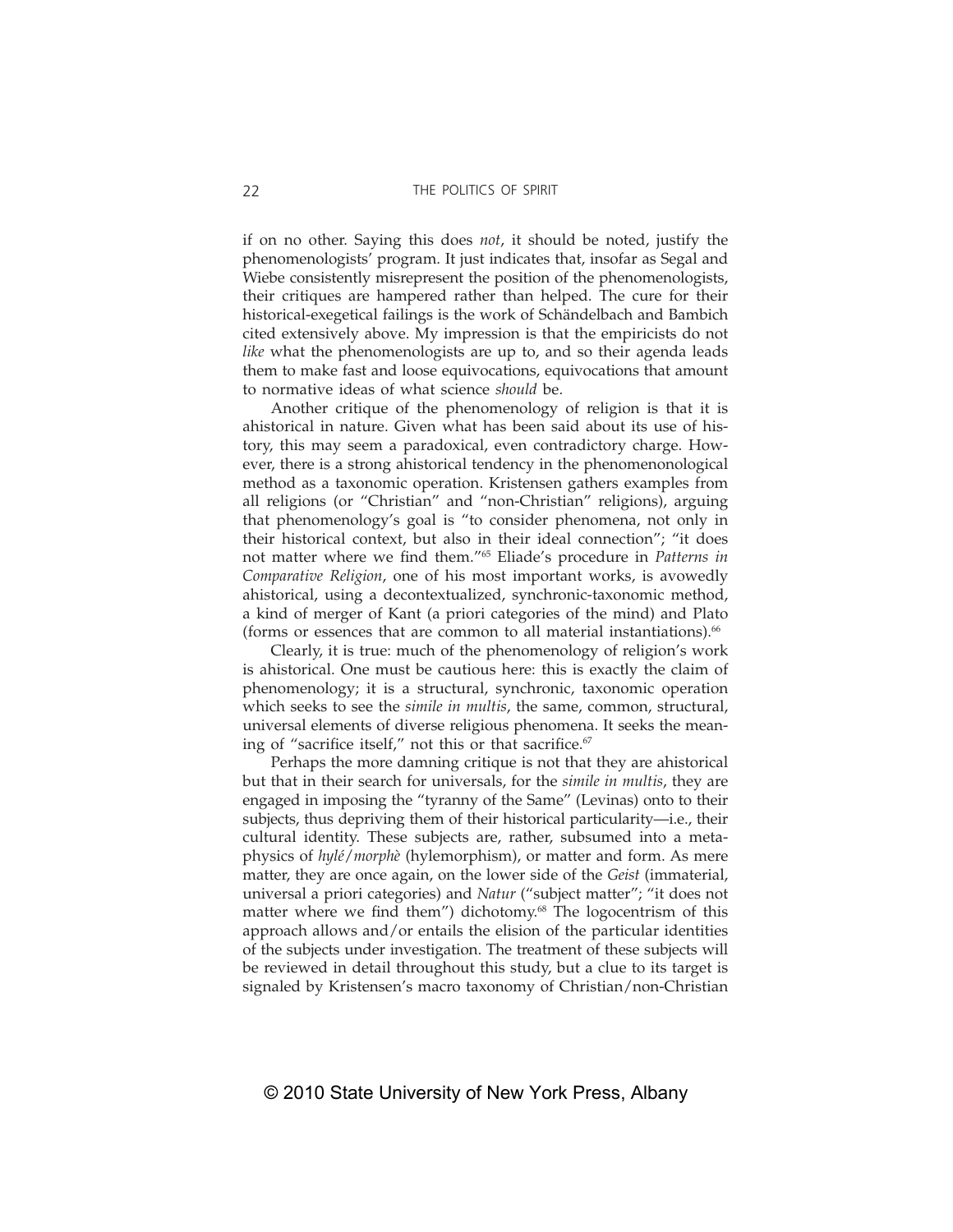if on no other. Saying this does *not*, it should be noted, justify the phenomenologists' program. It just indicates that, insofar as Segal and Wiebe consistently misrepresent the position of the phenomenologists, their critiques are hampered rather than helped. The cure for their historical-exegetical failings is the work of Schändelbach and Bambich cited extensively above. My impression is that the empiricists do not *like* what the phenomenologists are up to, and so their agenda leads them to make fast and loose equivocations, equivocations that amount to normative ideas of what science *should* be.

Another critique of the phenomenology of religion is that it is ahistorical in nature. Given what has been said about its use of history, this may seem a paradoxical, even contradictory charge. However, there is a strong ahistorical tendency in the phenomenonological method as a taxonomic operation. Kristensen gathers examples from all religions (or "Christian" and "non-Christian" religions), arguing that phenomenology's goal is "to consider phenomena, not only in their historical context, but also in their ideal connection"; "it does not matter where we find them."[65] Eliade's procedure in *Patterns in Comparative Religion*, one of his most important works, is avowedly ahistorical, using a decontextualized, synchronic-taxonomic method, a kind of merger of Kant (a priori categories of the mind) and Plato (forms or essences that are common to all material instantiations).[66]

Clearly, it is true: much of the phenomenology of religion's work is ahistorical. One must be cautious here: this is exactly the claim of phenomenology; it is a structural, synchronic, taxonomic operation which seeks to see the *simile in multis*, the same, common, structural, universal elements of diverse religious phenomena. It seeks the meaning of "sacrifice itself," not this or that sacrifice.[67]

Perhaps the more damning critique is not that they are ahistorical but that in their search for universals, for the *simile in multis*, they are engaged in imposing the "tyranny of the Same" (Levinas) onto to their subjects, thus depriving them of their historical particularity—i.e., their cultural identity. These subjects are, rather, subsumed into a metaphysics of *hylé/morphè* (hylemorphism), or matter and form. As mere matter, they are once again, on the lower side of the *Geist* (immaterial, universal a priori categories) and *Natur* ("subject matter"; "it does not matter where we find them") dichotomy.[68] The logocentrism of this approach allows and/or entails the elision of the particular identities of the subjects under investigation. The treatment of these subjects will be reviewed in detail throughout this study, but a clue to its target is signaled by Kristensen's macro taxonomy of Christian/non-Christian

© 2010 State University of New York Press, Albany